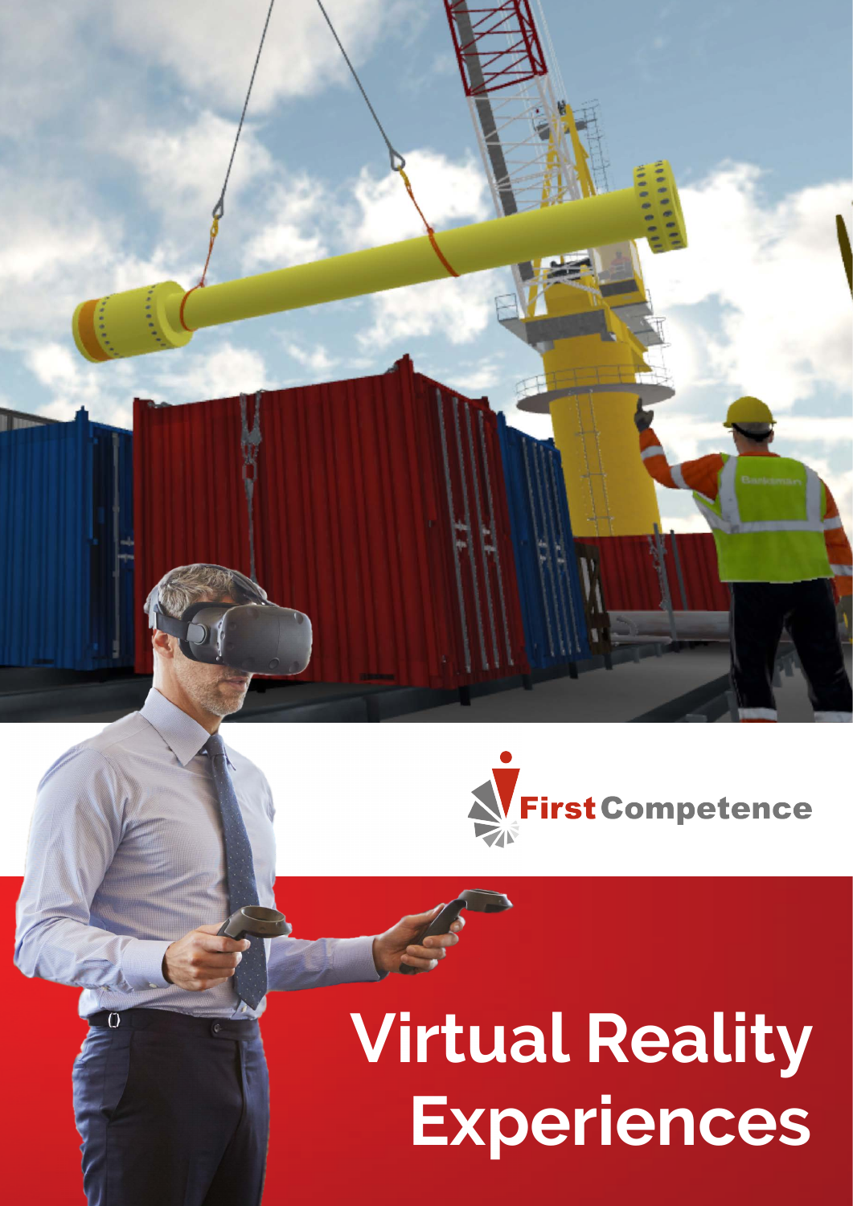First Competence

# Virtual Reality Experiences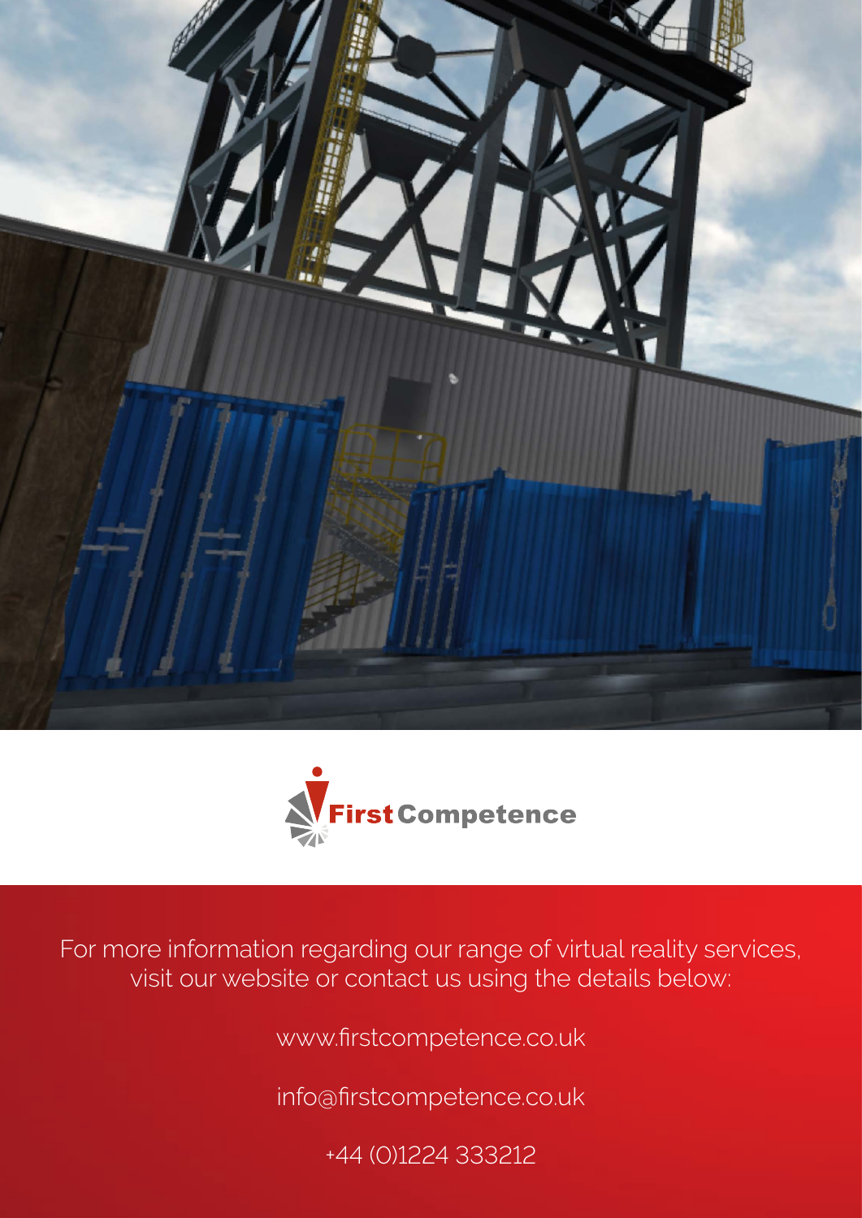First Competence

For more information regarding our range of virtual reality services, visit our website or contact us using the details below:

www.firstcompetence.co.uk

info@firstcompetence.co.uk

+44 (0)1224 333212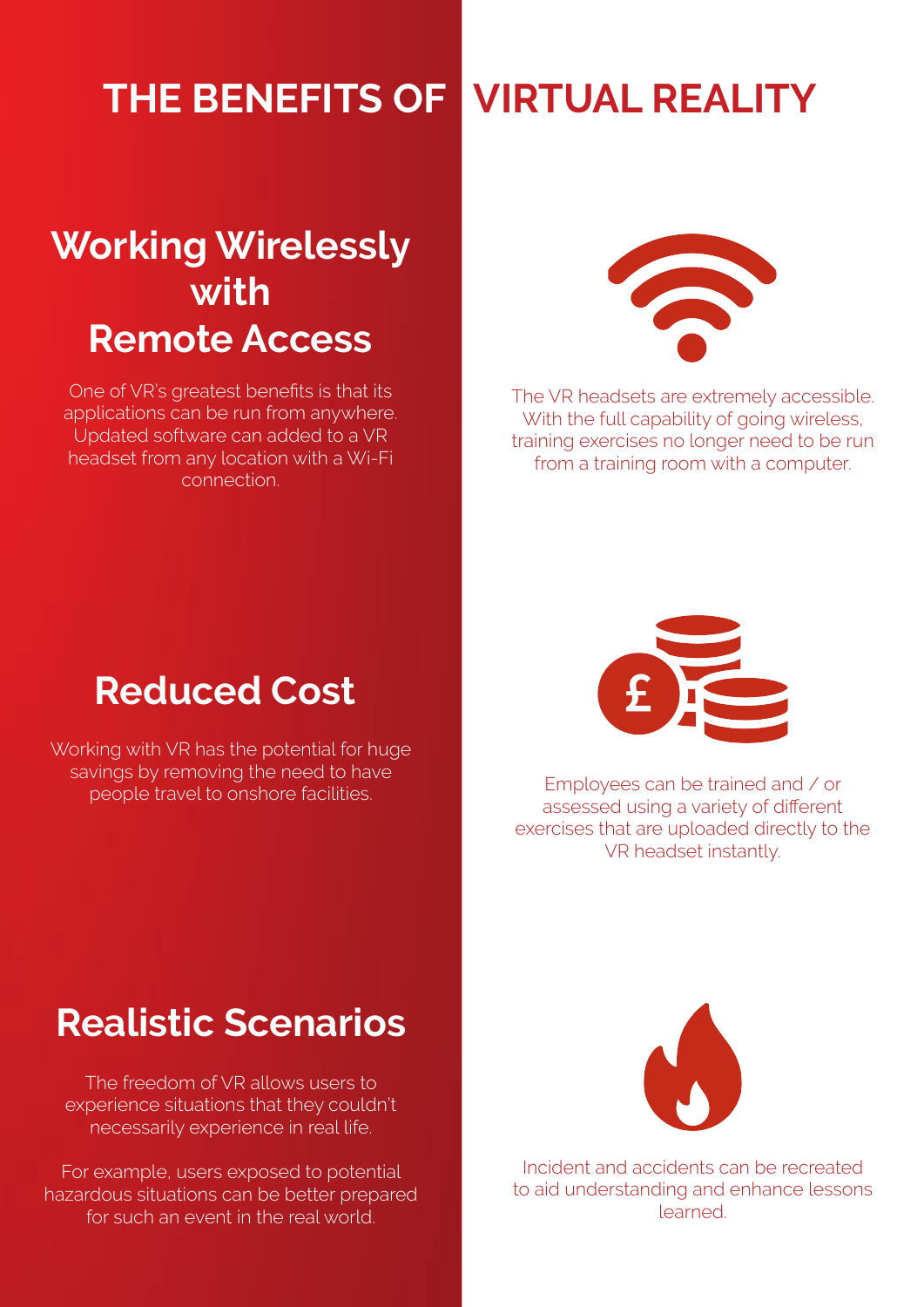# THE BENEFITS OF VIRTUAL REALITY

## Working Wirelessly with Remote Access

One of VR's greatest benefits is that its applications can be run from anywhere. Updated software can added to a VR headset from any location with a Wi-Fi connection.

The VR headsets are extremely accessible. With the full capability of going wireless, training exercises no longer need to be run from a training room with a computer.

## Reduced Cost

Working with VR has the potential for huge savings by removing the need to have people travel to onshore facilities.

Employees can be trained and / or assessed using a variety of different exercises that are uploaded directly to the VR headset instantly.

## Realistic Scenarios

The freedom of VR allows users to experience situations that they couldn't necessarily experience in real life.

For example, users exposed to potential hazardous situations can be better prepared for such an event in the real world.

Incident and accidents can be recreated to aid understanding and enhance lessons learned.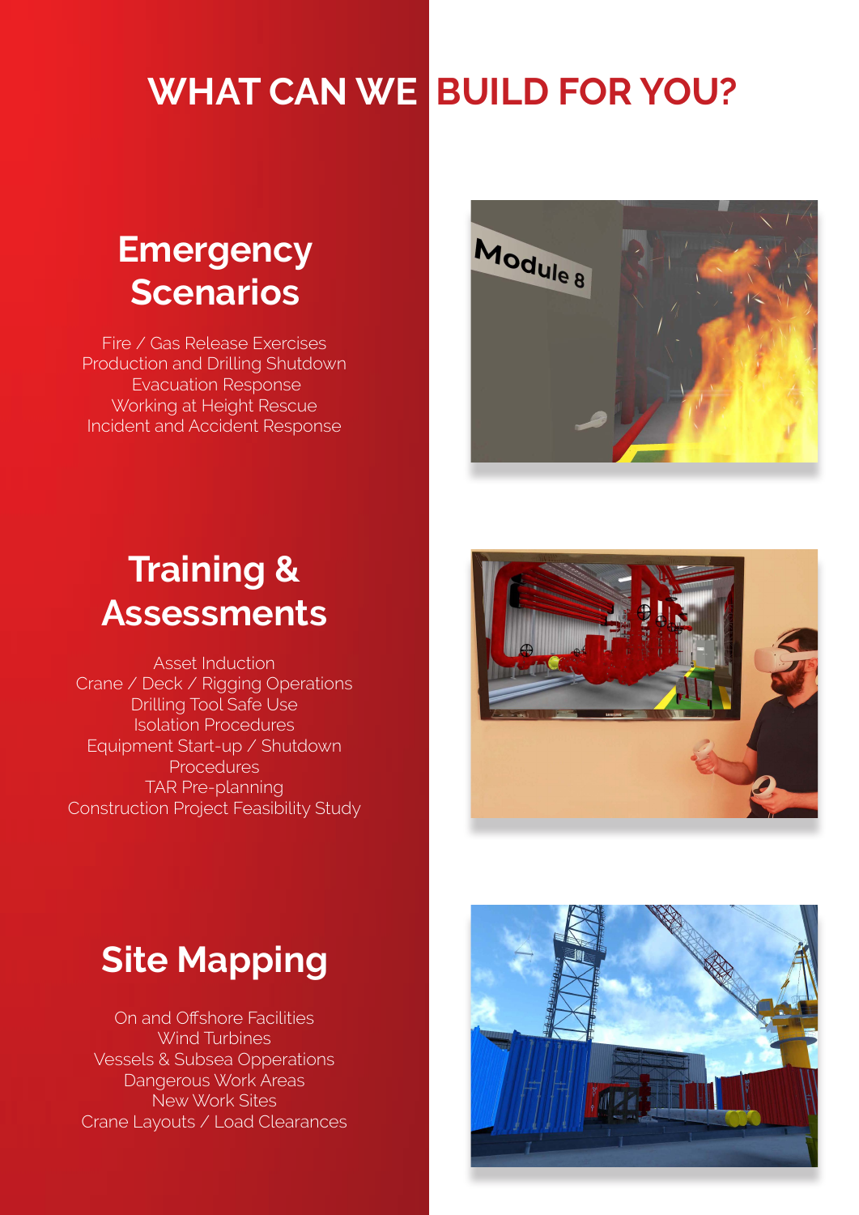# WHAT CAN WE BUILD FOR YOU?

## Emergency Scenarios

Fire / Gas Release Exercises
Production and Drilling Shutdown
Evacuation Response
Working at Height Rescue
Incident and Accident Response

## Training & Assessments

Asset Induction
Crane / Deck / Rigging Operations
Drilling Tool Safe Use
Isolation Procedures
Equipment Start-up / Shutdown Procedures
TAR Pre-planning
Construction Project Feasibility Study

## Site Mapping

On and Offshore Facilities
Wind Turbines
Vessels & Subsea Opperations
Dangerous Work Areas
New Work Sites
Crane Layouts / Load Clearances